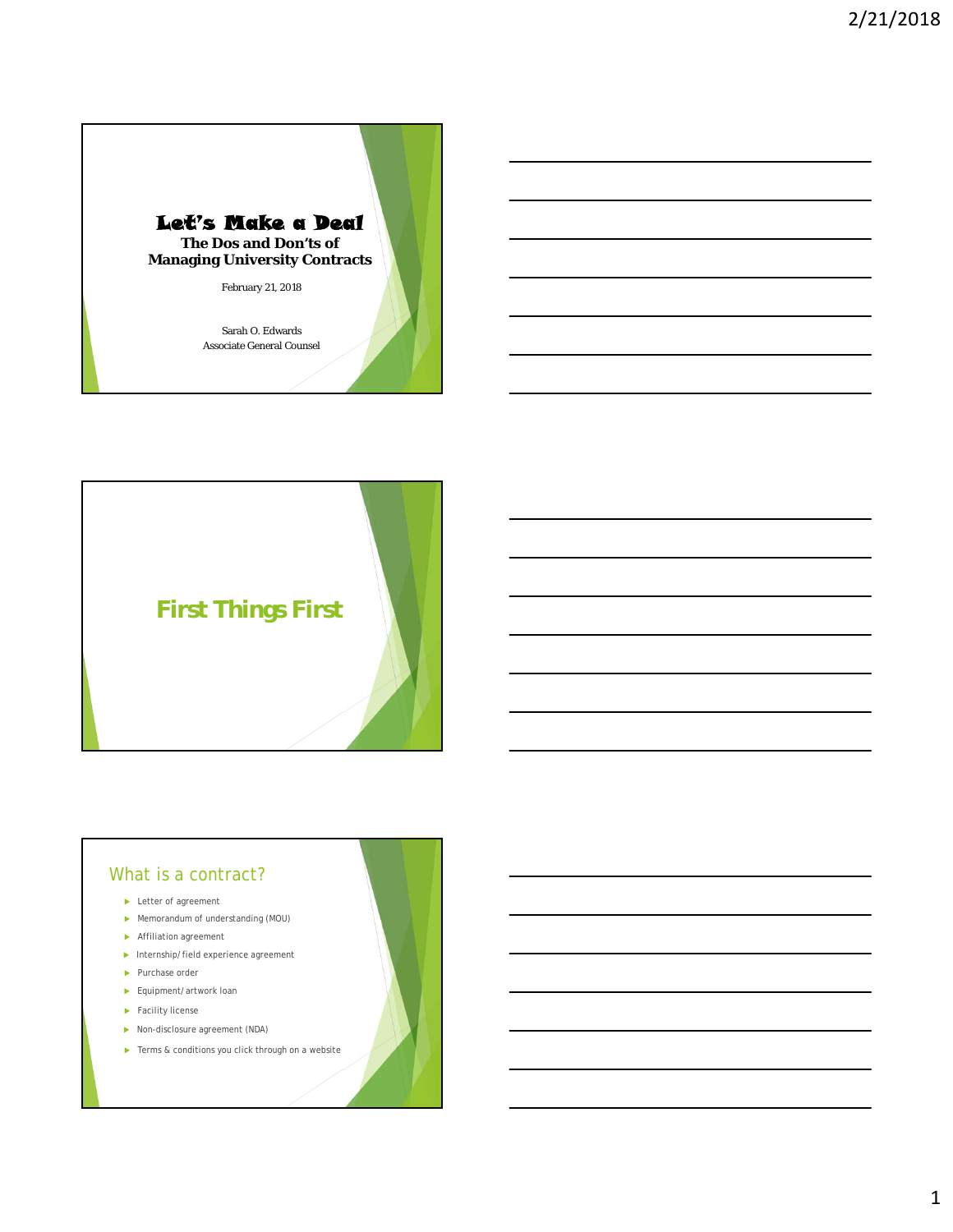# Let's Make a Deal

## The Dos and Don'ts of Managing University Contracts

February 21, 2018

Sarah O. Edwards
Associate General Counsel

# First Things First

## What is a contract?

- Letter of agreement
- Memorandum of understanding (MOU)
- Affiliation agreement
- Internship/field experience agreement
- Purchase order
- Equipment/artwork loan
- Facility license
- Non-disclosure agreement (NDA)
- Terms & conditions you click through on a website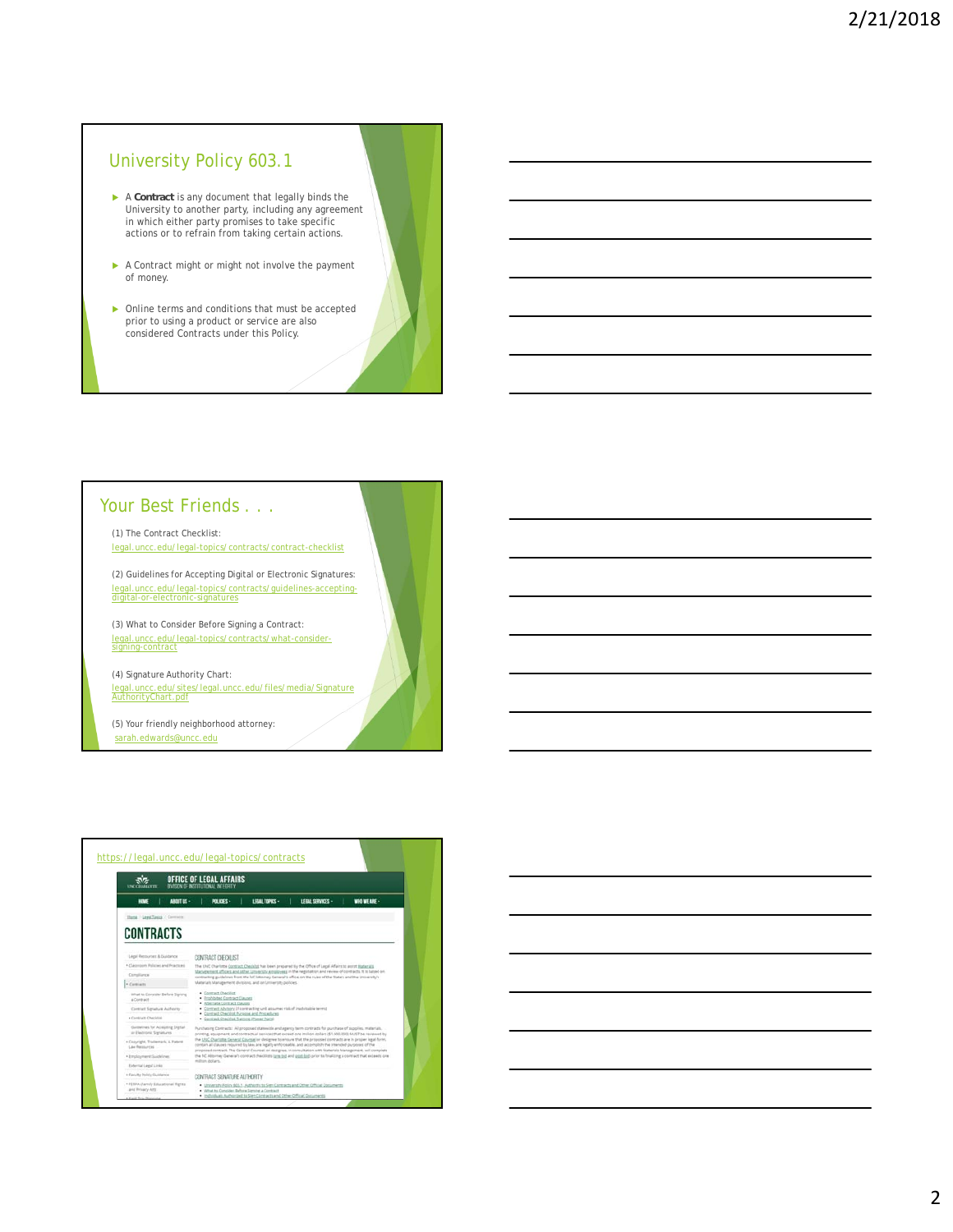## University Policy 603.1

- A **Contract** is any document that legally binds the University to another party, including any agreement in which either party promises to take specific actions or to refrain from taking certain actions.
- A Contract might or might not involve the payment of money.
- Online terms and conditions that must be accepted prior to using a product or service are also considered Contracts under this Policy.

## Your Best Friends . . .

(1) The Contract Checklist:
legal.uncc.edu/legal-topics/contracts/contract-checklist

(2) Guidelines for Accepting Digital or Electronic Signatures:
legal.uncc.edu/legal-topics/contracts/guidelines-accepting-digital-or-electronic-signatures

(3) What to Consider Before Signing a Contract:
legal.uncc.edu/legal-topics/contracts/what-consider-signing-contract

(4) Signature Authority Chart:
legal.uncc.edu/sites/legal.uncc.edu/files/media/SignatureAuthorityChart.pdf

(5) Your friendly neighborhood attorney:
sarah.edwards@uncc.edu

https://legal.uncc.edu/legal-topics/contracts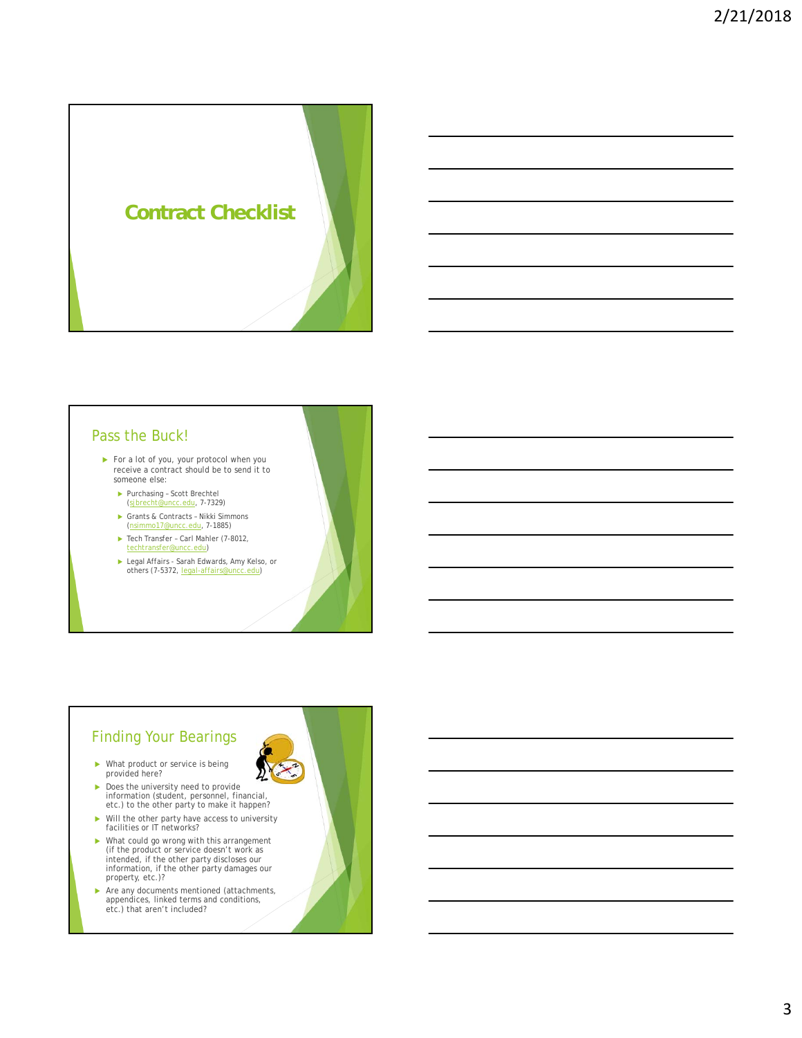# Contract Checklist

## Pass the Buck!

- For a lot of you, your protocol when you receive a contract should be to send it to someone else:
  - Purchasing – Scott Brechtel (sjbrecht@uncc.edu, 7-7329)
  - Grants & Contracts – Nikki Simmons (nsimmo17@uncc.edu, 7-1885)
  - Tech Transfer – Carl Mahler (7-8012, techtransfer@uncc.edu)
  - Legal Affairs - Sarah Edwards, Amy Kelso, or others (7-5372, legal-affairs@uncc.edu)

## Finding Your Bearings

- What product or service is being provided here?
- Does the university need to provide information (student, personnel, financial, etc.) to the other party to make it happen?
- Will the other party have access to university facilities or IT networks?
- What could go wrong with this arrangement (if the product or service doesn't work as intended, if the other party discloses our information, if the other party damages our property, etc.)?
- Are any documents mentioned (attachments, appendices, linked terms and conditions, etc.) that aren't included?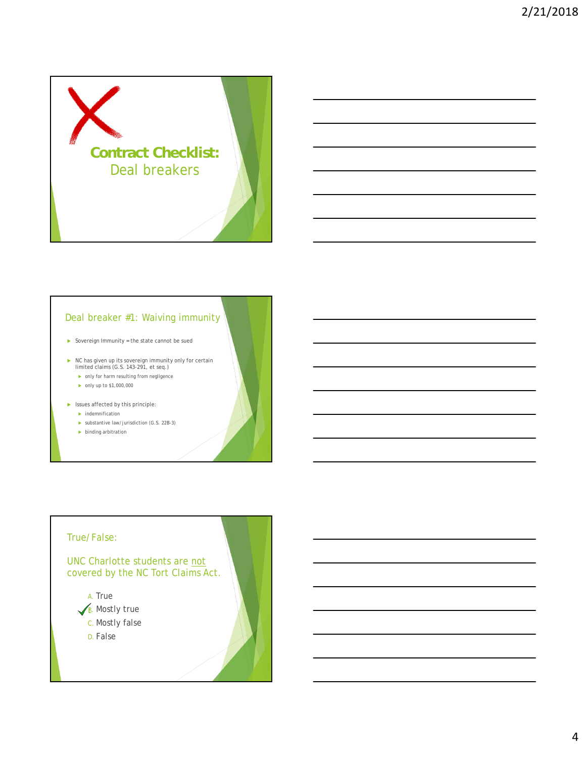# Contract Checklist: Deal breakers

## Deal breaker #1: Waiving immunity

- Sovereign Immunity = the state cannot be sued
- NC has given up its sovereign immunity only for certain limited claims (G.S. 143-291, et seq.)
  - only for harm resulting from negligence
  - only up to $1,000,000
- Issues affected by this principle:
  - indemnification
  - substantive law/jurisdiction (G.S. 22B-3)
  - binding arbitration

## True/False:

UNC Charlotte students are not covered by the NC Tort Claims Act.

A. True
B. Mostly true ✓
C. Mostly false
D. False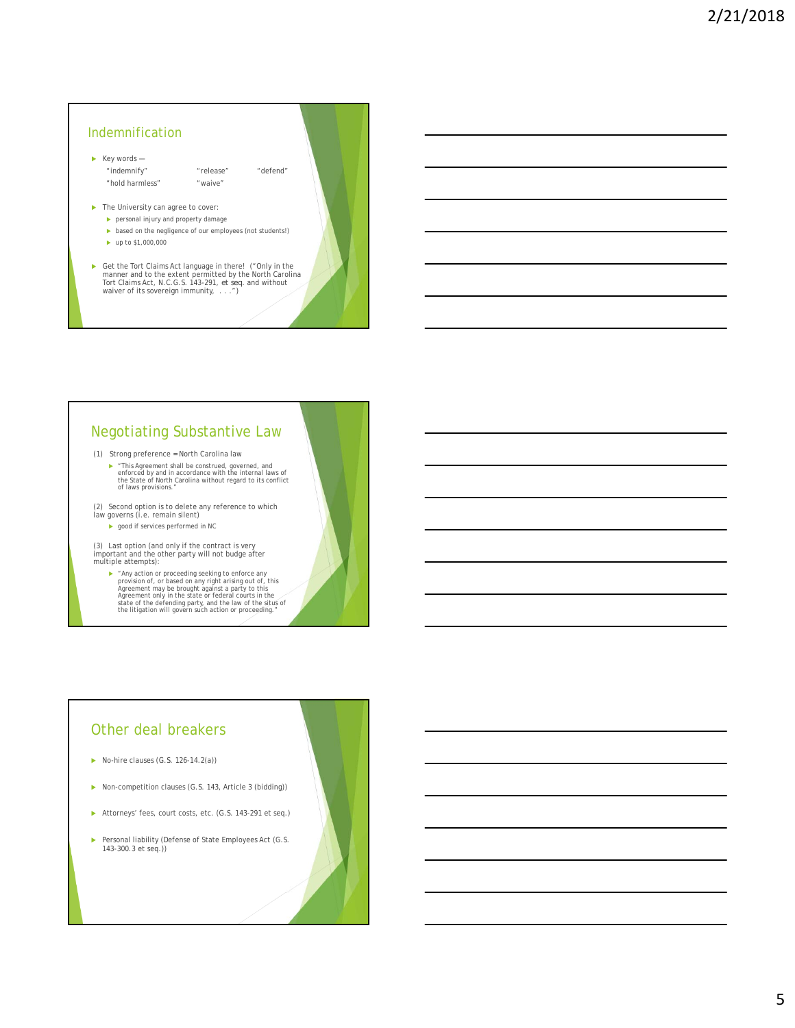## Indemnification

- Key words —

  "indemnify" "release" "defend"

  "hold harmless" "waive"

- The University can agree to cover:
  - personal injury and property damage
  - based on the negligence of our employees (not students!)
  - up to $1,000,000
- Get the Tort Claims Act language in there! ("Only in the manner and to the extent permitted by the North Carolina Tort Claims Act, N.C.G.S. 143-291, *et seq.* and without waiver of its sovereign immunity, . . .")

## Negotiating Substantive Law

(1) Strong preference = North Carolina law

- "This Agreement shall be construed, governed, and enforced by and in accordance with the internal laws of the State of North Carolina without regard to its conflict of laws provisions."

(2) Second option is to delete any reference to which law governs (i.e. remain silent)

- good if services performed in NC

(3) Last option (and only if the contract is very important and the other party will not budge after multiple attempts):

- "Any action or proceeding seeking to enforce any provision of, or based on any right arising out of, this Agreement may be brought against a party to this Agreement only in the state or federal courts in the state of the defending party, and the law of the situs of the litigation will govern such action or proceeding."

## Other deal breakers

- No-hire clauses (G.S. 126-14.2(a))
- Non-competition clauses (G.S. 143, Article 3 (bidding))
- Attorneys' fees, court costs, etc. (G.S. 143-291 et seq.)
- Personal liability (Defense of State Employees Act (G.S. 143-300.3 et seq.))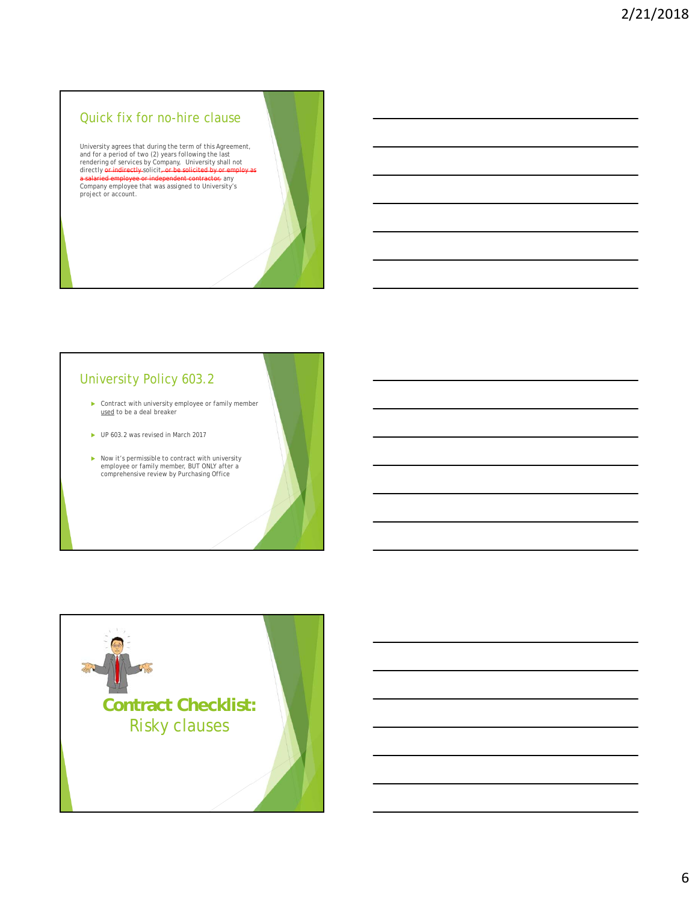## Quick fix for no-hire clause

University agrees that during the term of this Agreement, and for a period of two (2) years following the last rendering of services by Company, University shall not directly ~~or indirectly~~ solicit~~, or be solicited by or employ as a salaried employee or independent contractor,~~ any Company employee that was assigned to University's project or account.

## University Policy 603.2

- Contract with university employee or family member used to be a deal breaker
- UP 603.2 was revised in March 2017
- Now it's permissible to contract with university employee or family member, BUT ONLY after a comprehensive review by Purchasing Office

## **Contract Checklist:** Risky clauses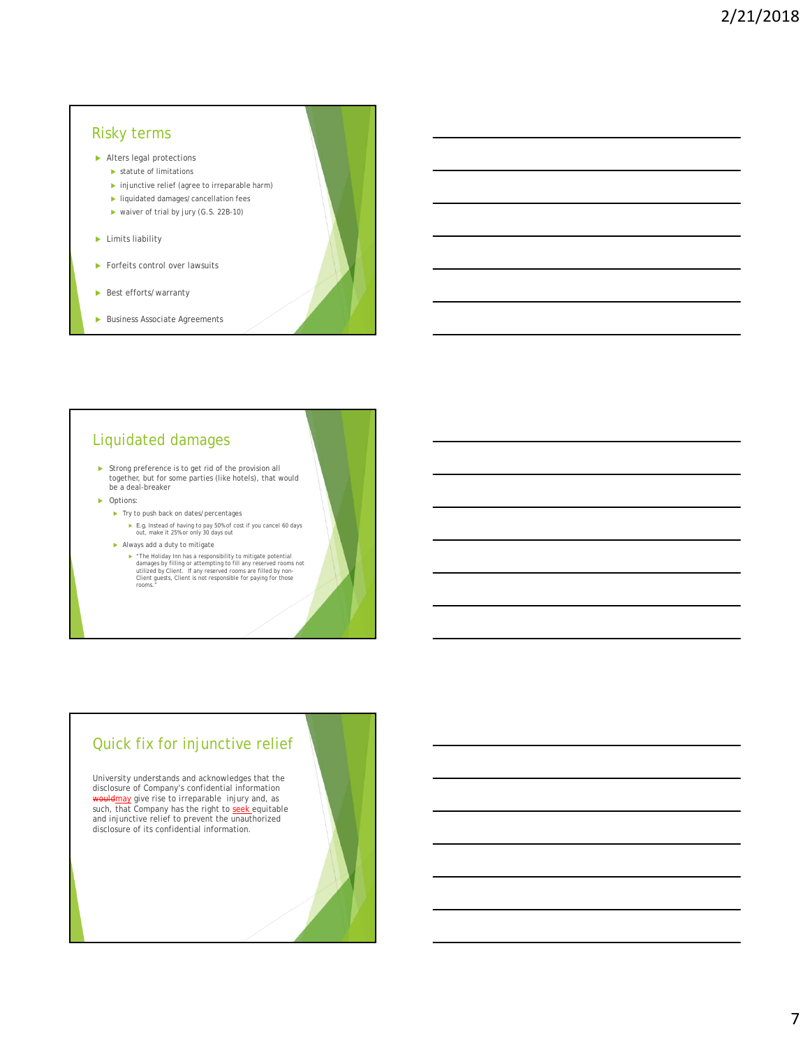## Risky terms

- Alters legal protections
  - statute of limitations
  - injunctive relief (agree to irreparable harm)
  - liquidated damages/cancellation fees
  - waiver of trial by jury (G.S. 22B-10)
- Limits liability
- Forfeits control over lawsuits
- Best efforts/warranty
- Business Associate Agreements

## Liquidated damages

- Strong preference is to get rid of the provision all together, but for some parties (like hotels), that would be a deal-breaker
- Options:
  - Try to push back on dates/percentages
    - E.g. Instead of having to pay 50% of cost if you cancel 60 days out, make it 25% or only 30 days out
  - Always add a duty to mitigate
    - "The Holiday Inn has a responsibility to mitigate potential damages by filling or attempting to fill any reserved rooms not utilized by Client. If any reserved rooms are filled by non-Client guests, Client is not responsible for paying for those rooms."

## Quick fix for injunctive relief

University understands and acknowledges that the disclosure of Company's confidential information ~~would~~may give rise to irreparable injury and, as such, that Company has the right to seek equitable and injunctive relief to prevent the unauthorized disclosure of its confidential information.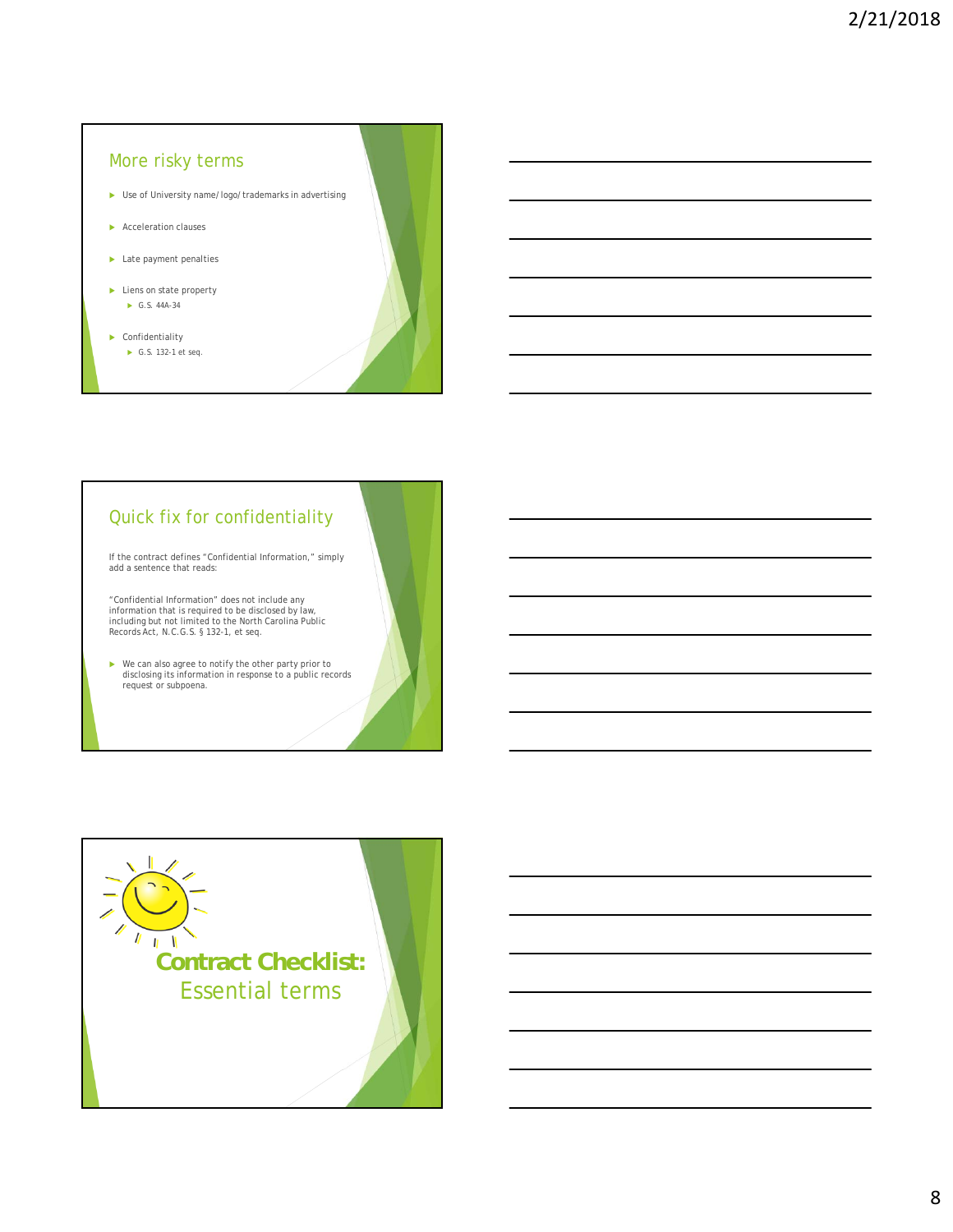## More risky terms

- Use of University name/ logo/ trademarks in advertising
- Acceleration clauses
- Late payment penalties
- Liens on state property
  - G.S. 44A-34
- Confidentiality
  - G.S. 132-1 et seq.

## Quick fix for confidentiality

If the contract defines "Confidential Information," simply add a sentence that reads:

"Confidential Information" does not include any information that is required to be disclosed by law, including but not limited to the North Carolina Public Records Act, N.C.G.S. § 132-1, et seq.

- We can also agree to notify the other party prior to disclosing its information in response to a public records request or subpoena.

## **Contract Checklist:** Essential terms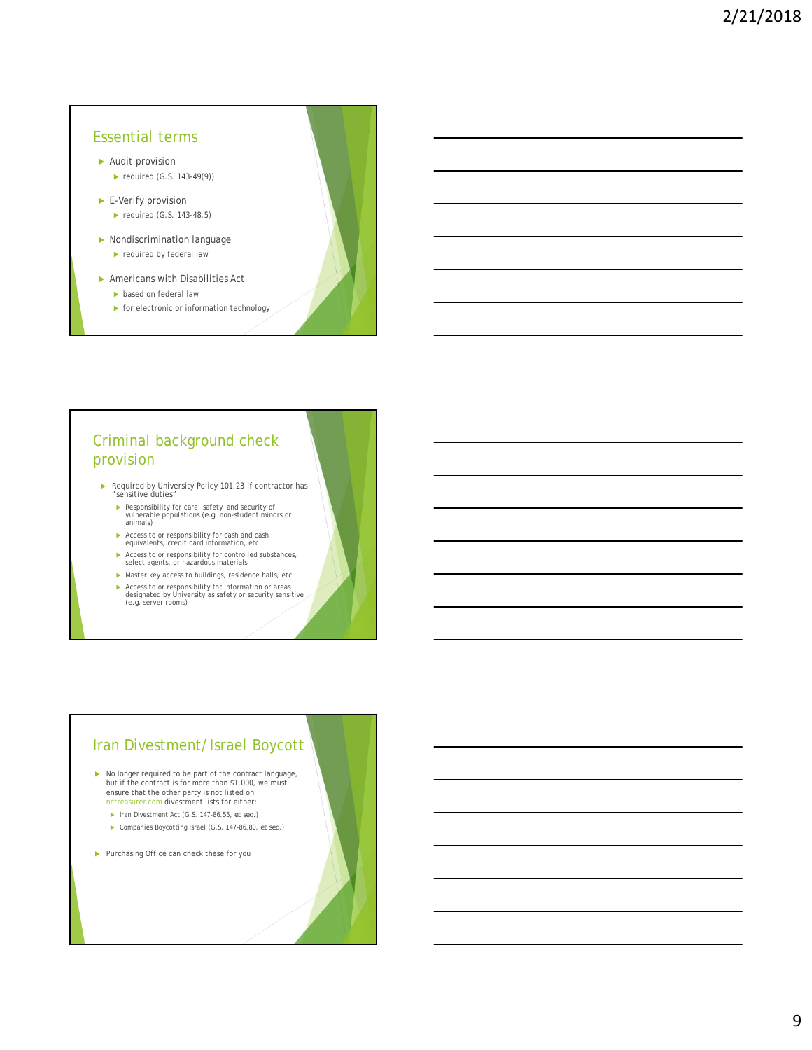## Essential terms

- Audit provision
  - required (G.S. 143-49(9))
- E-Verify provision
  - required (G.S. 143-48.5)
- Nondiscrimination language
  - required by federal law
- Americans with Disabilities Act
  - based on federal law
  - for electronic or information technology

## Criminal background check provision

- Required by University Policy 101.23 if contractor has "sensitive duties":
  - Responsibility for care, safety, and security of vulnerable populations (e.g. non-student minors or animals)
  - Access to or responsibility for cash and cash equivalents, credit card information, etc.
  - Access to or responsibility for controlled substances, select agents, or hazardous materials
  - Master key access to buildings, residence halls, etc.
  - Access to or responsibility for information or areas designated by University as safety or security sensitive (e.g. server rooms)

## Iran Divestment/Israel Boycott

- No longer required to be part of the contract language, but if the contract is for more than $1,000, we must ensure that the other party is not listed on nctreasurer.com divestment lists for either:
  - Iran Divestment Act (G.S. 147-86.55, et seq.)
  - Companies Boycotting Israel (G.S. 147-86.80, et seq.)
- Purchasing Office can check these for you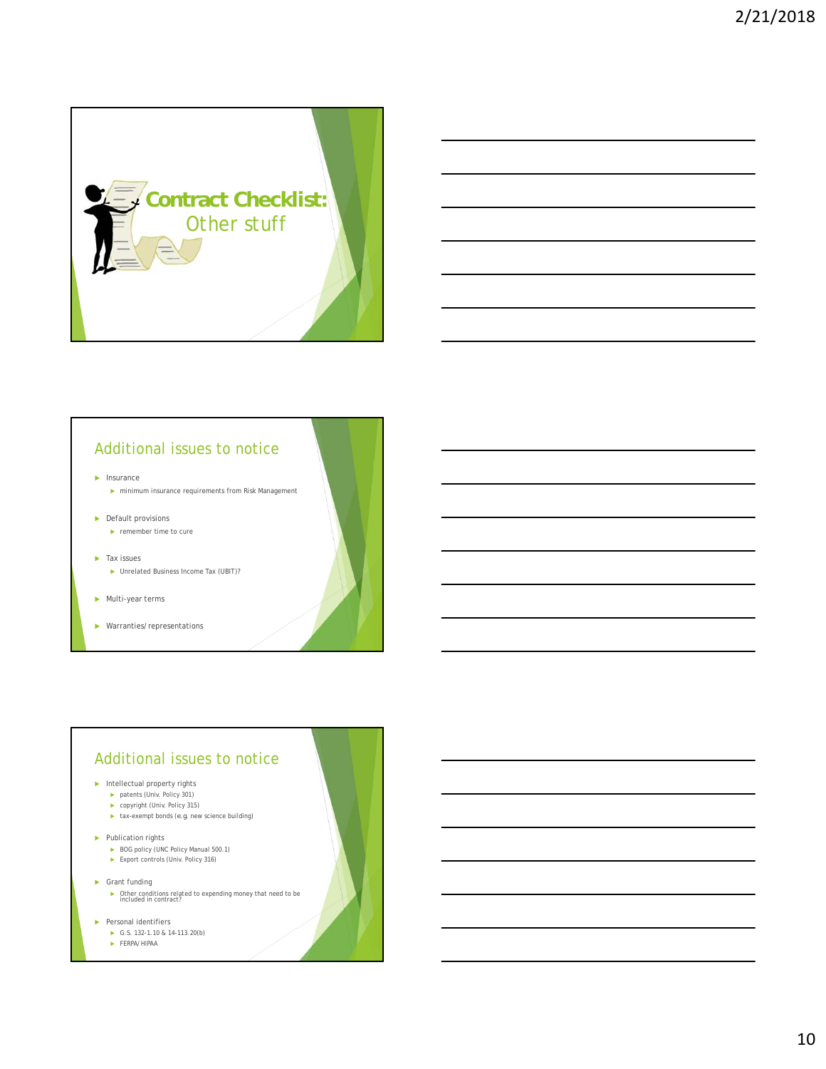# Contract Checklist: Other stuff

## Additional issues to notice

- Insurance
  - minimum insurance requirements from Risk Management
- Default provisions
  - remember time to cure
- Tax issues
  - Unrelated Business Income Tax (UBIT)?
- Multi-year terms
- Warranties/representations

## Additional issues to notice

- Intellectual property rights
  - patents (Univ. Policy 301)
  - copyright (Univ. Policy 315)
  - tax-exempt bonds (e.g. new science building)
- Publication rights
  - BOG policy (UNC Policy Manual 500.1)
  - Export controls (Univ. Policy 316)
- Grant funding
  - Other conditions related to expending money that need to be included in contract?
- Personal identifiers
  - G.S. 132-1.10 & 14-113.20(b)
  - FERPA/HIPAA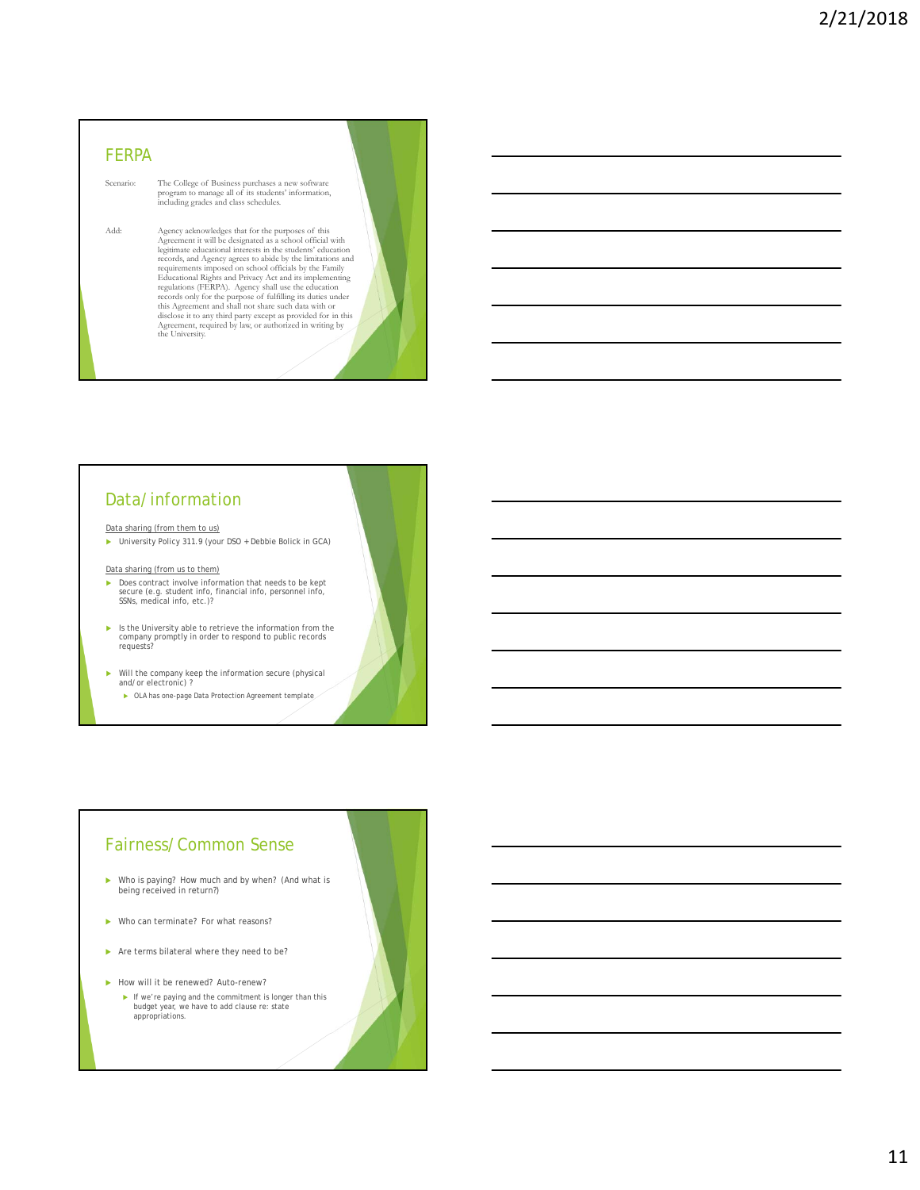## FERPA

Scenario: The College of Business purchases a new software program to manage all of its students' information, including grades and class schedules.

Add: Agency acknowledges that for the purposes of this Agreement it will be designated as a school official with legitimate educational interests in the students' education records, and Agency agrees to abide by the limitations and requirements imposed on school officials by the Family Educational Rights and Privacy Act and its implementing regulations (FERPA). Agency shall use the education records only for the purpose of fulfilling its duties under this Agreement and shall not share such data with or disclose it to any third party except as provided for in this Agreement, required by law, or authorized in writing by the University.

## Data/information

Data sharing (from them to us)

- University Policy 311.9 (your DSO + Debbie Bolick in GCA)

Data sharing (from us to them)

- Does contract involve information that needs to be kept secure (e.g. student info, financial info, personnel info, SSNs, medical info, etc.)?
- Is the University able to retrieve the information from the company promptly in order to respond to public records requests?
- Will the company keep the information secure (physical and/or electronic) ?
  - OLA has one-page Data Protection Agreement template

## Fairness/Common Sense

- Who is paying? How much and by when? (And what is being received in return?)
- Who can terminate? For what reasons?
- Are terms bilateral where they need to be?
- How will it be renewed? Auto-renew?
  - If we're paying and the commitment is longer than this budget year, we have to add clause re: state appropriations.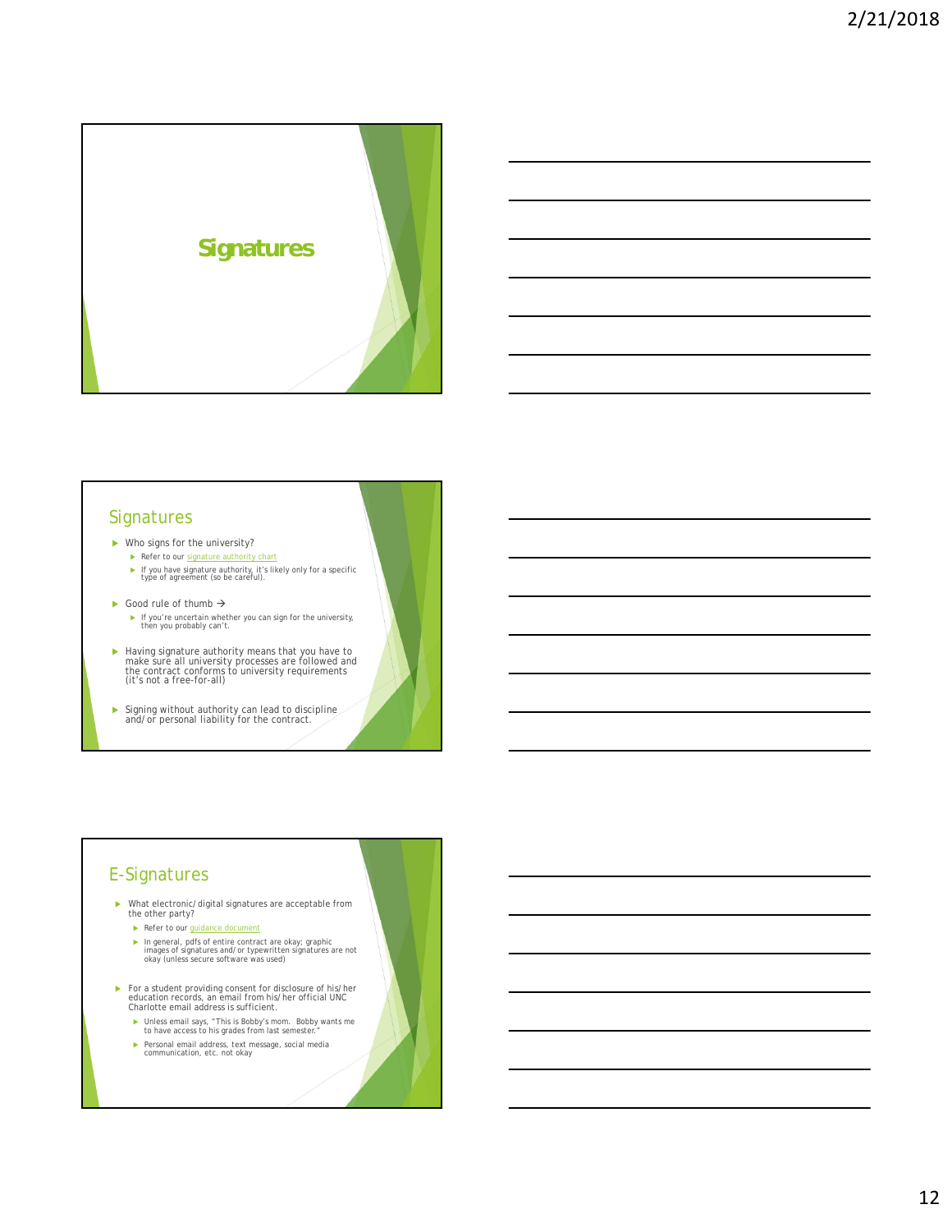# Signatures

## Signatures

- Who signs for the university?
  - Refer to our signature authority chart
  - If you have signature authority, it's likely only for a specific type of agreement (so be careful).
- Good rule of thumb →
  - If you're uncertain whether you can sign for the university, then you probably can't.
- Having signature authority means that you have to make sure all university processes are followed and the contract conforms to university requirements (it's not a free-for-all)
- Signing without authority can lead to discipline and/or personal liability for the contract.

## E-Signatures

- What electronic/digital signatures are acceptable from the other party?
  - Refer to our guidance document
  - In general, pdfs of entire contract are okay; graphic images of signatures and/or typewritten signatures are not okay (unless secure software was used)
- For a student providing consent for disclosure of his/her education records, an email from his/her official UNC Charlotte email address is sufficient.
  - Unless email says, "This is Bobby's mom. Bobby wants me to have access to his grades from last semester."
  - Personal email address, text message, social media communication, etc. not okay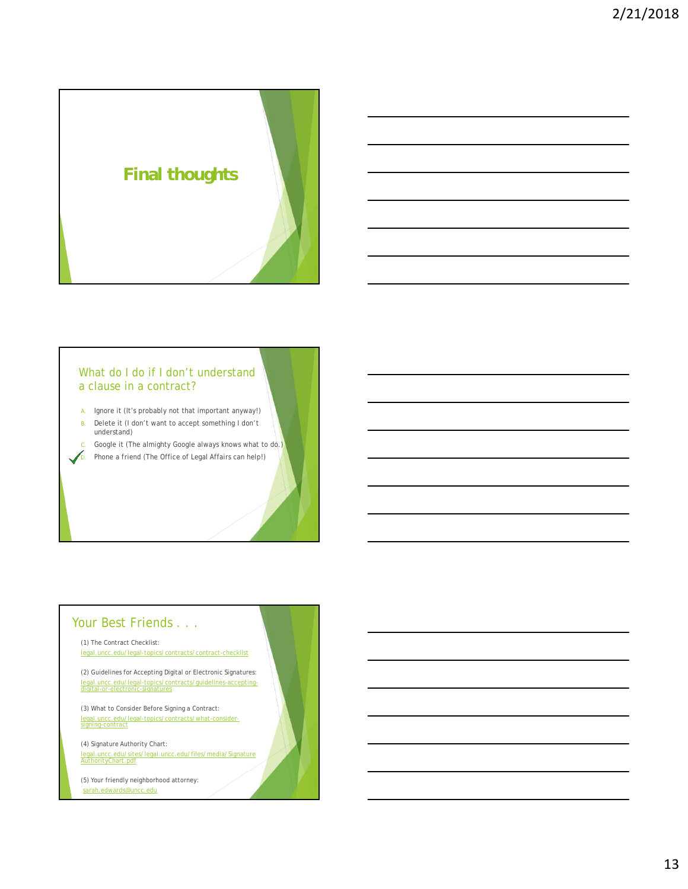# Final thoughts

## What do I do if I don't understand a clause in a contract?

A. Ignore it (It's probably not that important anyway!)
B. Delete it (I don't want to accept something I don't understand)
C. Google it (The almighty Google always knows what to do.)
D. ✓ Phone a friend (The Office of Legal Affairs can help!)

## Your Best Friends . . .

(1) The Contract Checklist:
legal.uncc.edu/legal-topics/contracts/contract-checklist

(2) Guidelines for Accepting Digital or Electronic Signatures:
legal.uncc.edu/legal-topics/contracts/guidelines-accepting-digital-or-electronic-signatures

(3) What to Consider Before Signing a Contract:
legal.uncc.edu/legal-topics/contracts/what-consider-signing-contract

(4) Signature Authority Chart:
legal.uncc.edu/sites/legal.uncc.edu/files/media/SignatureAuthorityChart.pdf

(5) Your friendly neighborhood attorney:
sarah.edwards@uncc.edu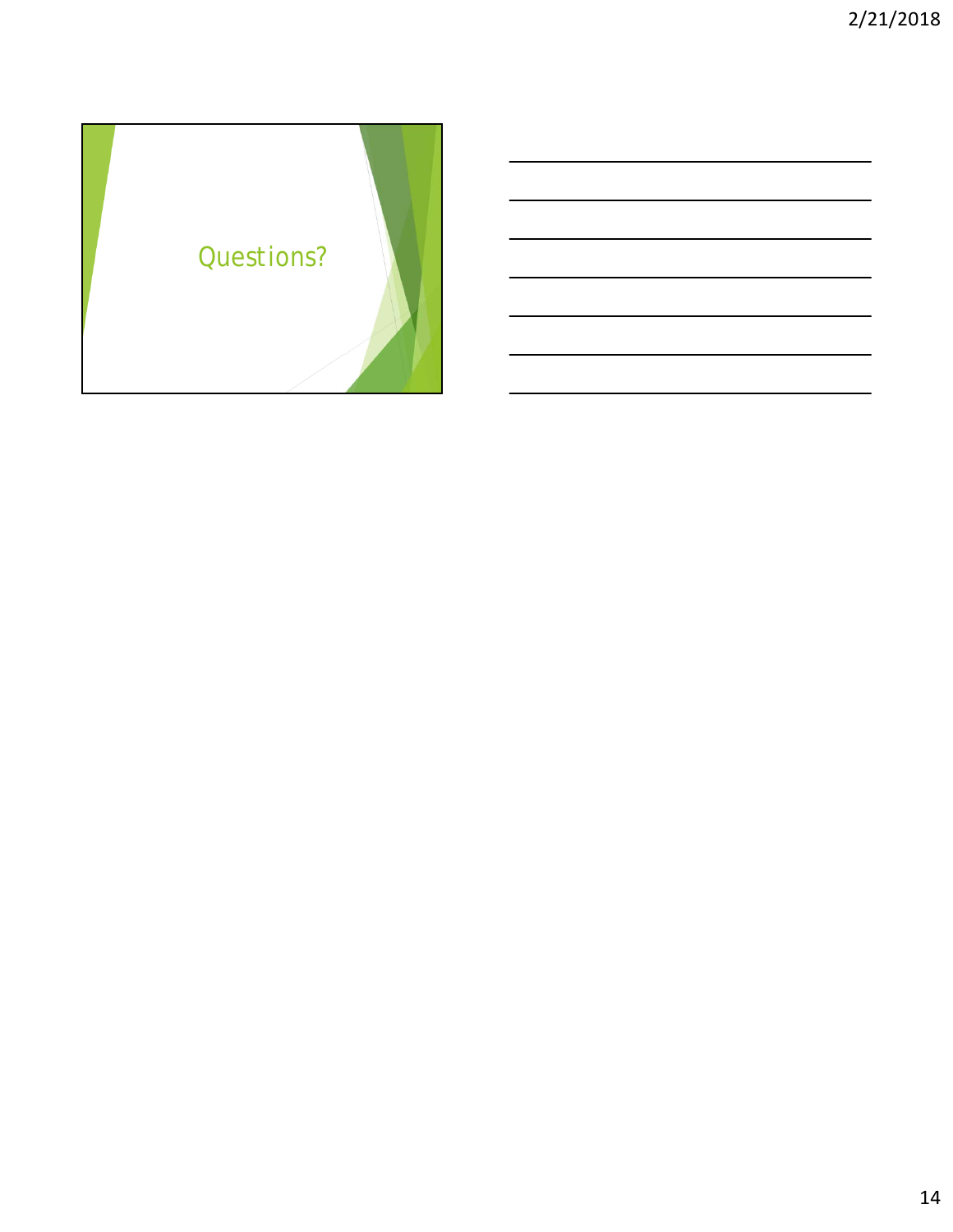Questions?